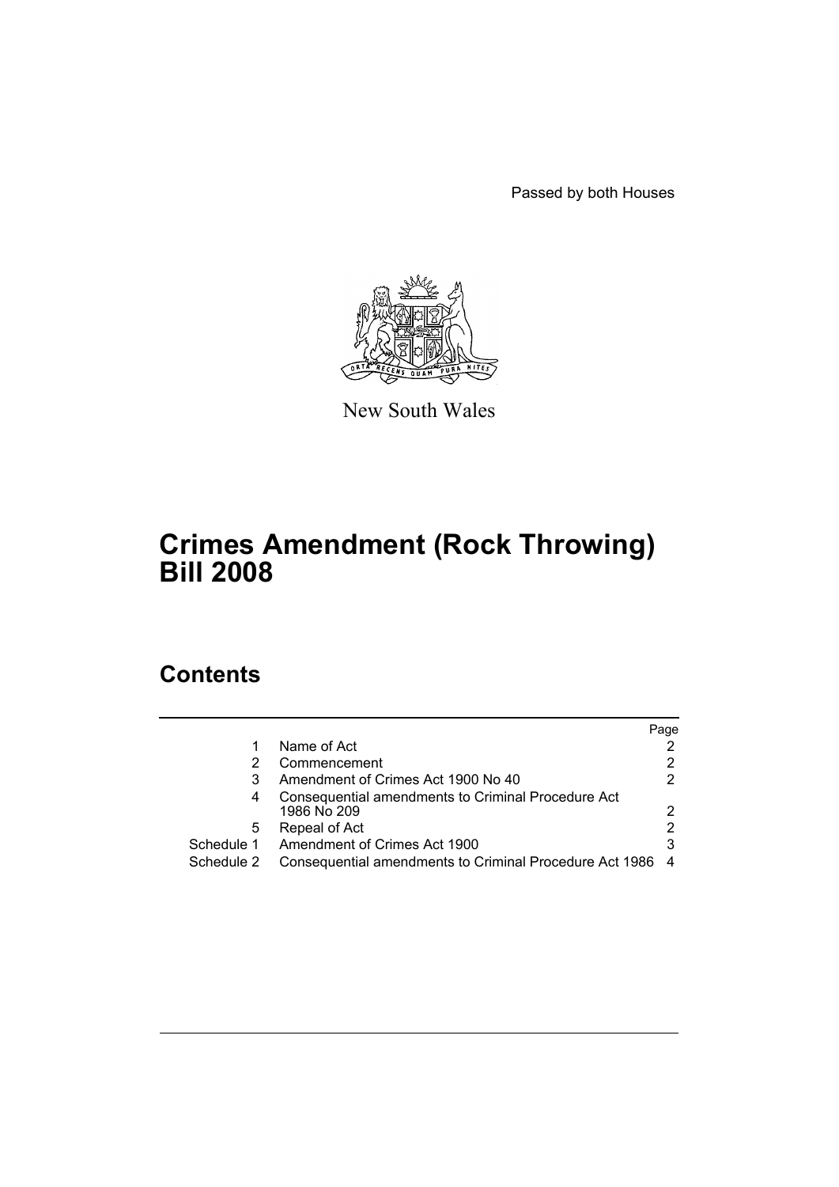Passed by both Houses

New South Wales

# Crimes Amendment (Rock Throwing) Bill 2008

## Contents

| | | Page |
|---|---|---|
| 1 | Name of Act | 2 |
| 2 | Commencement | 2 |
| 3 | Amendment of Crimes Act 1900 No 40 | 2 |
| 4 | Consequential amendments to Criminal Procedure Act 1986 No 209 | 2 |
| 5 | Repeal of Act | 2 |
| Schedule 1 | Amendment of Crimes Act 1900 | 3 |
| Schedule 2 | Consequential amendments to Criminal Procedure Act 1986 | 4 |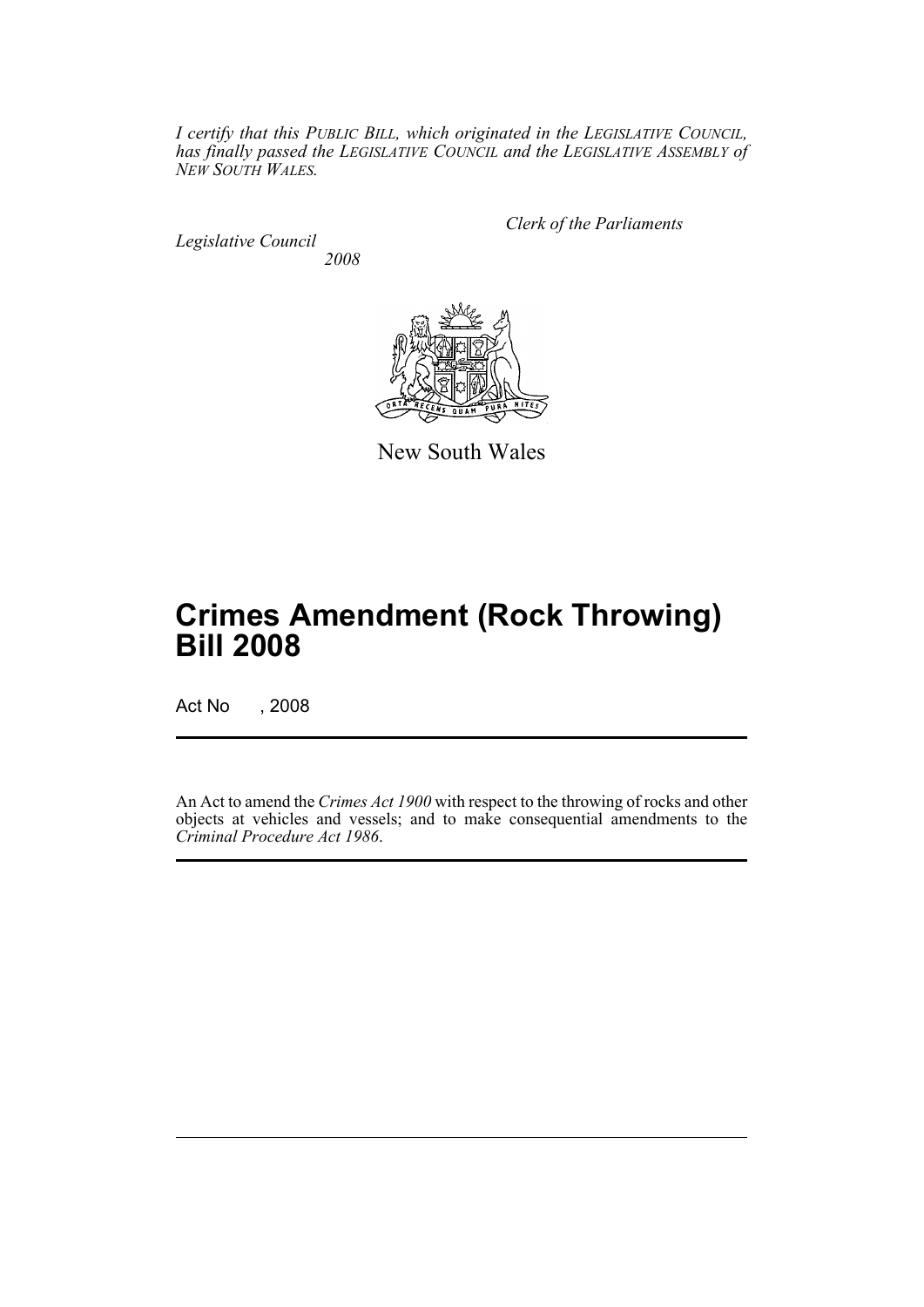*I certify that this PUBLIC BILL, which originated in the LEGISLATIVE COUNCIL, has finally passed the LEGISLATIVE COUNCIL and the LEGISLATIVE ASSEMBLY of NEW SOUTH WALES.*

*Clerk of the Parliaments*

*Legislative Council*

*2008*

New South Wales

# Crimes Amendment (Rock Throwing) Bill 2008

Act No , 2008

An Act to amend the *Crimes Act 1900* with respect to the throwing of rocks and other objects at vehicles and vessels; and to make consequential amendments to the *Criminal Procedure Act 1986*.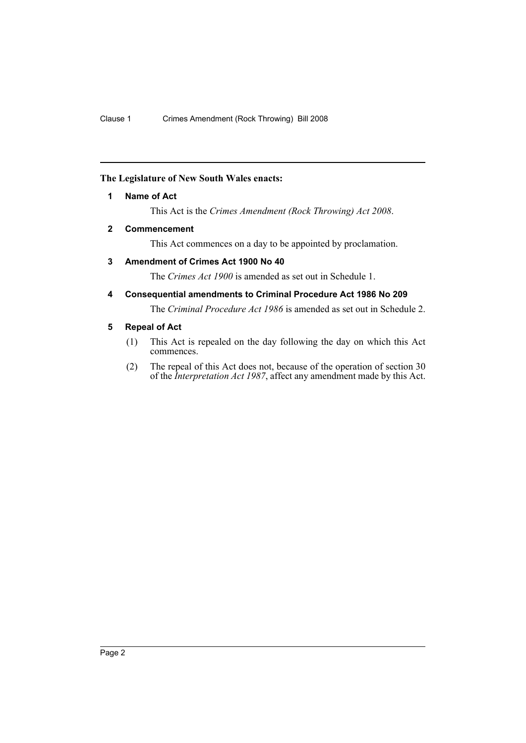**The Legislature of New South Wales enacts:**

**1 Name of Act**

This Act is the *Crimes Amendment (Rock Throwing) Act 2008*.

**2 Commencement**

This Act commences on a day to be appointed by proclamation.

**3 Amendment of Crimes Act 1900 No 40**

The *Crimes Act 1900* is amended as set out in Schedule 1.

**4 Consequential amendments to Criminal Procedure Act 1986 No 209**

The *Criminal Procedure Act 1986* is amended as set out in Schedule 2.

**5 Repeal of Act**

(1) This Act is repealed on the day following the day on which this Act commences.

(2) The repeal of this Act does not, because of the operation of section 30 of the *Interpretation Act 1987*, affect any amendment made by this Act.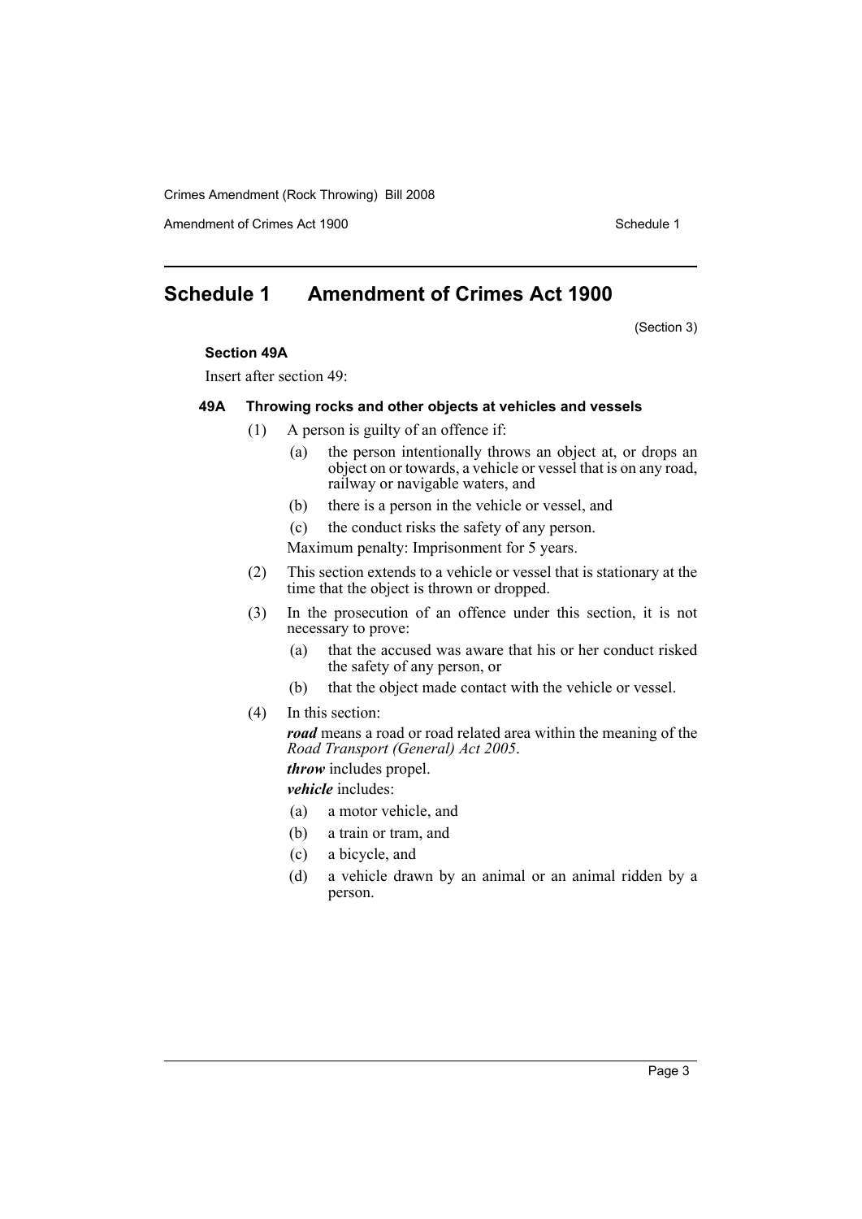# Schedule 1 Amendment of Crimes Act 1900

(Section 3)

**Section 49A**

Insert after section 49:

### 49A Throwing rocks and other objects at vehicles and vessels

(1) A person is guilty of an offence if:

- (a) the person intentionally throws an object at, or drops an object on or towards, a vehicle or vessel that is on any road, railway or navigable waters, and
- (b) there is a person in the vehicle or vessel, and
- (c) the conduct risks the safety of any person.

Maximum penalty: Imprisonment for 5 years.

(2) This section extends to a vehicle or vessel that is stationary at the time that the object is thrown or dropped.

(3) In the prosecution of an offence under this section, it is not necessary to prove:

- (a) that the accused was aware that his or her conduct risked the safety of any person, or
- (b) that the object made contact with the vehicle or vessel.

(4) In this section:

***road*** means a road or road related area within the meaning of the *Road Transport (General) Act 2005*.

***throw*** includes propel.

***vehicle*** includes:

- (a) a motor vehicle, and
- (b) a train or tram, and
- (c) a bicycle, and
- (d) a vehicle drawn by an animal or an animal ridden by a person.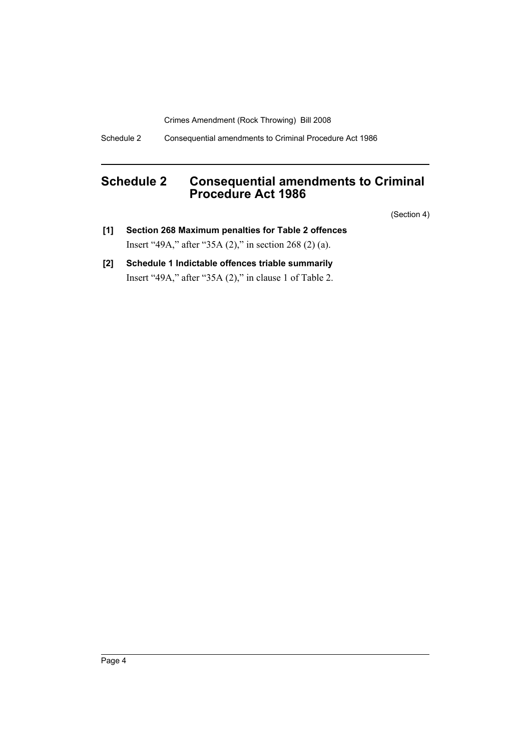## Schedule 2 Consequential amendments to Criminal Procedure Act 1986

(Section 4)

**[1] Section 268 Maximum penalties for Table 2 offences**

Insert "49A," after "35A (2)," in section 268 (2) (a).

**[2] Schedule 1 Indictable offences triable summarily**

Insert "49A," after "35A (2)," in clause 1 of Table 2.